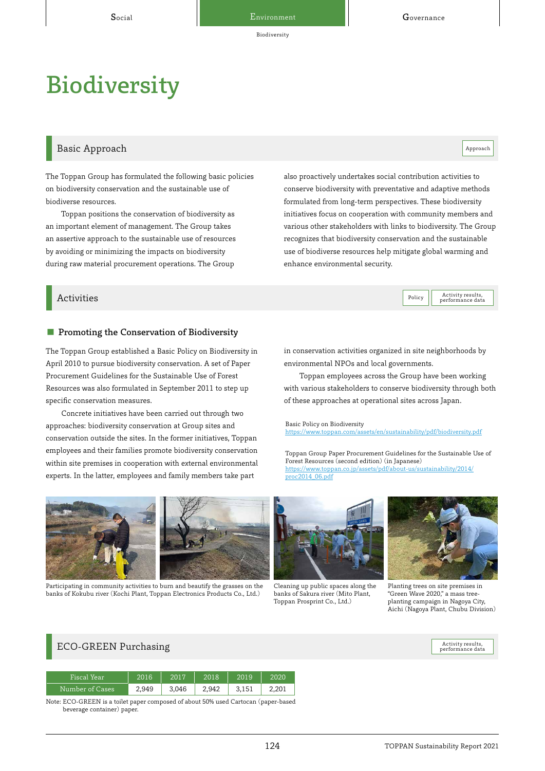# Biodiversity

## Basic Approach

Approach

The Toppan Group has formulated the following basic policies on biodiversity conservation and the sustainable use of biodiverse resources.

Toppan positions the conservation of biodiversity as an important element of management. The Group takes an assertive approach to the sustainable use of resources by avoiding or minimizing the impacts on biodiversity during raw material procurement operations. The Group also proactively undertakes social contribution activities to conserve biodiversity with preventative and adaptive methods formulated from long-term perspectives. These biodiversity initiatives focus on cooperation with community members and various other stakeholders with links to biodiversity. The Group recognizes that biodiversity conservation and the sustainable use of biodiverse resources help mitigate global warming and enhance environmental security.

## Activities

Policy | Activity results, performance data

### Promoting the Conservation of Biodiversity

The Toppan Group established a Basic Policy on Biodiversity in April 2010 to pursue biodiversity conservation. A set of Paper Procurement Guidelines for the Sustainable Use of Forest Resources was also formulated in September 2011 to step up specific conservation measures.

Concrete initiatives have been carried out through two approaches: biodiversity conservation at Group sites and conservation outside the sites. In the former initiatives, Toppan employees and their families promote biodiversity conservation within site premises in cooperation with external environmental experts. In the latter, employees and family members take part in conservation activities organized in site neighborhoods by environmental NPOs and local governments.

Toppan employees across the Group have been working with various stakeholders to conserve biodiversity through both of these approaches at operational sites across Japan.

Basic Policy on Biodiversity
https://www.toppan.com/assets/en/sustainability/pdf/biodiversity.pdf

Toppan Group Paper Procurement Guidelines for the Sustainable Use of Forest Resources (second edition) (in Japanese)
https://www.toppan.co.jp/assets/pdf/about-us/sustainability/2014/proc2014_06.pdf

Participating in community activities to burn and beautify the grasses on the banks of Kokubu river (Kochi Plant, Toppan Electronics Products Co., Ltd.)

Cleaning up public spaces along the banks of Sakura river (Mito Plant, Toppan Prosprint Co., Ltd.)

Planting trees on site premises in "Green Wave 2020," a mass tree-planting campaign in Nagoya City, Aichi (Nagoya Plant, Chubu Division)

## ECO-GREEN Purchasing

Activity results, performance data

| Fiscal Year | 2016 | 2017 | 2018 | 2019 | 2020 |
|---|---|---|---|---|---|
| Number of Cases | 2,949 | 3,046 | 2,942 | 3,151 | 2,201 |

Note: ECO-GREEN is a toilet paper composed of about 50% used Cartocan (paper-based beverage container) paper.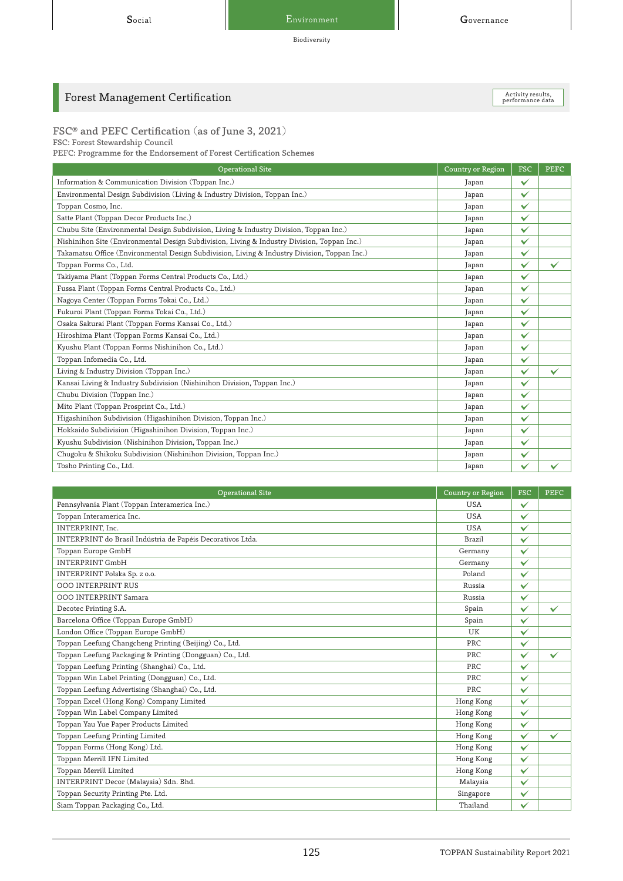## Forest Management Certification

Activity results, performance data

### FSC® and PEFC Certification (as of June 3, 2021)

FSC: Forest Stewardship Council

PEFC: Programme for the Endorsement of Forest Certification Schemes

| Operational Site | Country or Region | FSC | PEFC |
|---|---|---|---|
| Information & Communication Division (Toppan Inc.) | Japan | ✓ | |
| Environmental Design Subdivision (Living & Industry Division, Toppan Inc.) | Japan | ✓ | |
| Toppan Cosmo, Inc. | Japan | ✓ | |
| Satte Plant (Toppan Decor Products Inc.) | Japan | ✓ | |
| Chubu Site (Environmental Design Subdivision, Living & Industry Division, Toppan Inc.) | Japan | ✓ | |
| Nishinihon Site (Environmental Design Subdivision, Living & Industry Division, Toppan Inc.) | Japan | ✓ | |
| Takamatsu Office (Environmental Design Subdivision, Living & Industry Division, Toppan Inc.) | Japan | ✓ | |
| Toppan Forms Co., Ltd. | Japan | ✓ | ✓ |
| Takiyama Plant (Toppan Forms Central Products Co., Ltd.) | Japan | ✓ | |
| Fussa Plant (Toppan Forms Central Products Co., Ltd.) | Japan | ✓ | |
| Nagoya Center (Toppan Forms Tokai Co., Ltd.) | Japan | ✓ | |
| Fukuroi Plant (Toppan Forms Tokai Co., Ltd.) | Japan | ✓ | |
| Osaka Sakurai Plant (Toppan Forms Kansai Co., Ltd.) | Japan | ✓ | |
| Hiroshima Plant (Toppan Forms Kansai Co., Ltd.) | Japan | ✓ | |
| Kyushu Plant (Toppan Forms Nishinihon Co., Ltd.) | Japan | ✓ | |
| Toppan Infomedia Co., Ltd. | Japan | ✓ | |
| Living & Industry Division (Toppan Inc.) | Japan | ✓ | ✓ |
| Kansai Living & Industry Subdivision (Nishinihon Division, Toppan Inc.) | Japan | ✓ | |
| Chubu Division (Toppan Inc.) | Japan | ✓ | |
| Mito Plant (Toppan Prosprint Co., Ltd.) | Japan | ✓ | |
| Higashinihon Subdivision (Higashinihon Division, Toppan Inc.) | Japan | ✓ | |
| Hokkaido Subdivision (Higashinihon Division, Toppan Inc.) | Japan | ✓ | |
| Kyushu Subdivision (Nishinihon Division, Toppan Inc.) | Japan | ✓ | |
| Chugoku & Shikoku Subdivision (Nishinihon Division, Toppan Inc.) | Japan | ✓ | |
| Tosho Printing Co., Ltd. | Japan | ✓ | ✓ |

| Operational Site | Country or Region | FSC | PEFC |
|---|---|---|---|
| Pennsylvania Plant (Toppan Interamerica Inc.) | USA | ✓ | |
| Toppan Interamerica Inc. | USA | ✓ | |
| INTERPRINT, Inc. | USA | ✓ | |
| INTERPRINT do Brasil Indústria de Papéis Decorativos Ltda. | Brazil | ✓ | |
| Toppan Europe GmbH | Germany | ✓ | |
| INTERPRINT GmbH | Germany | ✓ | |
| INTERPRINT Polska Sp. z o.o. | Poland | ✓ | |
| OOO INTERPRINT RUS | Russia | ✓ | |
| OOO INTERPRINT Samara | Russia | ✓ | |
| Decotec Printing S.A. | Spain | ✓ | ✓ |
| Barcelona Office (Toppan Europe GmbH) | Spain | ✓ | |
| London Office (Toppan Europe GmbH) | UK | ✓ | |
| Toppan Leefung Changcheng Printing (Beijing) Co., Ltd. | PRC | ✓ | |
| Toppan Leefung Packaging & Printing (Dongguan) Co., Ltd. | PRC | ✓ | ✓ |
| Toppan Leefung Printing (Shanghai) Co., Ltd. | PRC | ✓ | |
| Toppan Win Label Printing (Dongguan) Co., Ltd. | PRC | ✓ | |
| Toppan Leefung Advertising (Shanghai) Co., Ltd. | PRC | ✓ | |
| Toppan Excel (Hong Kong) Company Limited | Hong Kong | ✓ | |
| Toppan Win Label Company Limited | Hong Kong | ✓ | |
| Toppan Yau Yue Paper Products Limited | Hong Kong | ✓ | |
| Toppan Leefung Printing Limited | Hong Kong | ✓ | ✓ |
| Toppan Forms (Hong Kong) Ltd. | Hong Kong | ✓ | |
| Toppan Merrill IFN Limited | Hong Kong | ✓ | |
| Toppan Merrill Limited | Hong Kong | ✓ | |
| INTERPRINT Decor (Malaysia) Sdn. Bhd. | Malaysia | ✓ | |
| Toppan Security Printing Pte. Ltd. | Singapore | ✓ | |
| Siam Toppan Packaging Co., Ltd. | Thailand | ✓ | |